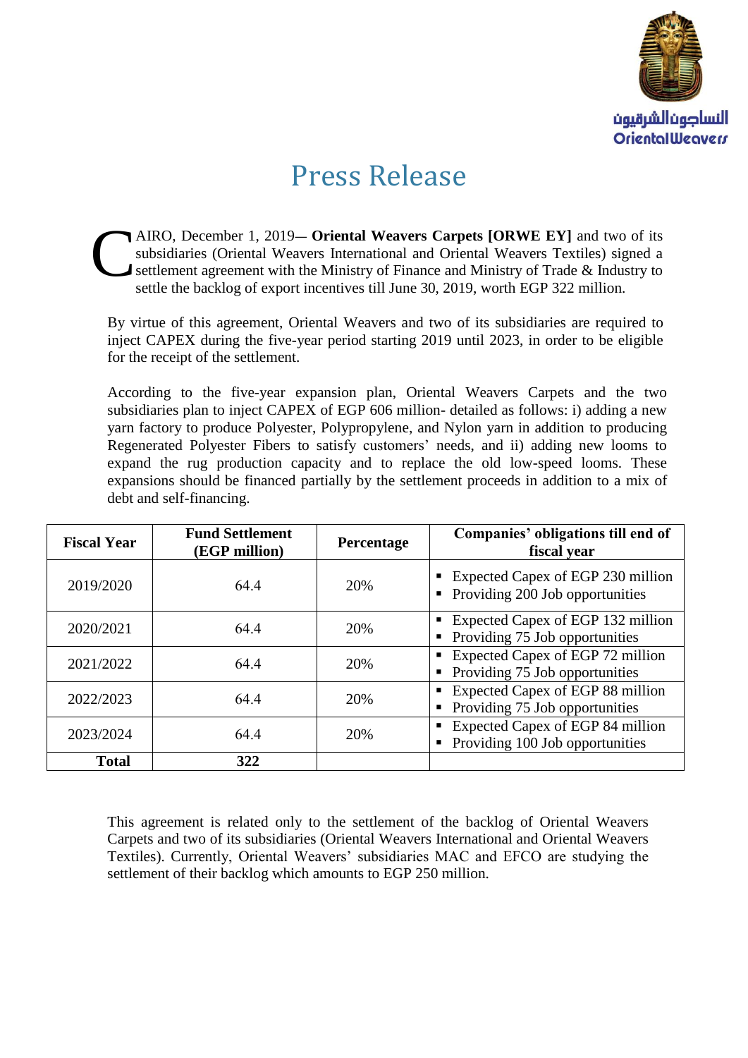النساجون الشرقيون
OrientalWeavers

# Press Release

CAIRO, December 1, 2019— **Oriental Weavers Carpets [ORWE EY]** and two of its subsidiaries (Oriental Weavers International and Oriental Weavers Textiles) signed a settlement agreement with the Ministry of Finance and Ministry of Trade & Industry to settle the backlog of export incentives till June 30, 2019, worth EGP 322 million.

By virtue of this agreement, Oriental Weavers and two of its subsidiaries are required to inject CAPEX during the five-year period starting 2019 until 2023, in order to be eligible for the receipt of the settlement.

According to the five-year expansion plan, Oriental Weavers Carpets and the two subsidiaries plan to inject CAPEX of EGP 606 million- detailed as follows: i) adding a new yarn factory to produce Polyester, Polypropylene, and Nylon yarn in addition to producing Regenerated Polyester Fibers to satisfy customers' needs, and ii) adding new looms to expand the rug production capacity and to replace the old low-speed looms. These expansions should be financed partially by the settlement proceeds in addition to a mix of debt and self-financing.

| Fiscal Year | Fund Settlement (EGP million) | Percentage | Companies' obligations till end of fiscal year |
|---|---|---|---|
| 2019/2020 | 64.4 | 20% | ▪ Expected Capex of EGP 230 million<br>▪ Providing 200 Job opportunities |
| 2020/2021 | 64.4 | 20% | ▪ Expected Capex of EGP 132 million<br>▪ Providing 75 Job opportunities |
| 2021/2022 | 64.4 | 20% | ▪ Expected Capex of EGP 72 million<br>▪ Providing 75 Job opportunities |
| 2022/2023 | 64.4 | 20% | ▪ Expected Capex of EGP 88 million<br>▪ Providing 75 Job opportunities |
| 2023/2024 | 64.4 | 20% | ▪ Expected Capex of EGP 84 million<br>▪ Providing 100 Job opportunities |
| **Total** | **322** | | |

This agreement is related only to the settlement of the backlog of Oriental Weavers Carpets and two of its subsidiaries (Oriental Weavers International and Oriental Weavers Textiles). Currently, Oriental Weavers' subsidiaries MAC and EFCO are studying the settlement of their backlog which amounts to EGP 250 million.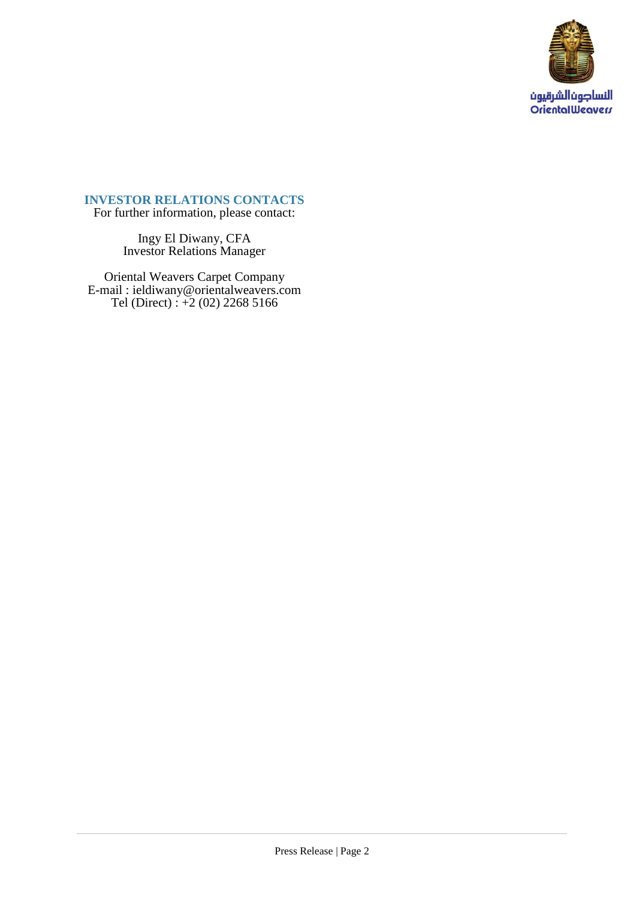## INVESTOR RELATIONS CONTACTS

For further information, please contact:

Ingy El Diwany, CFA
Investor Relations Manager

Oriental Weavers Carpet Company
E-mail : ieldiwany@orientalweavers.com
Tel (Direct) : +2 (02) 2268 5166